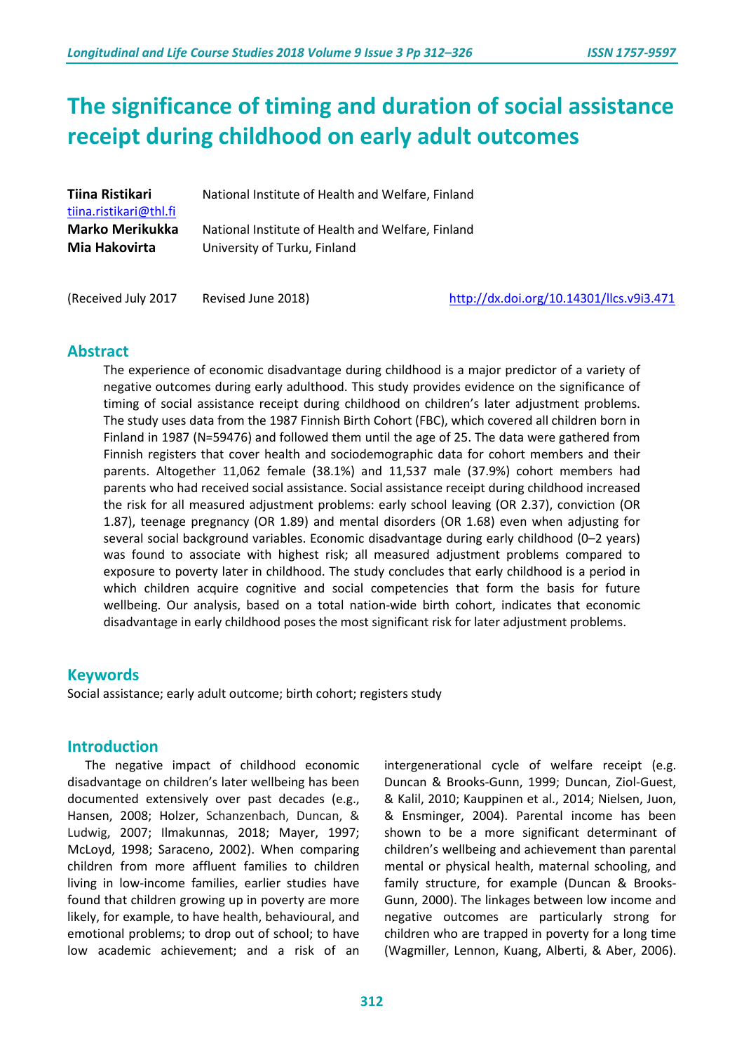# The significance of timing and duration of social assistance receipt during childhood on early adult outcomes

**Tiina Ristikari** National Institute of Health and Welfare, Finland
tiina.ristikari@thl.fi
**Marko Merikukka** National Institute of Health and Welfare, Finland
**Mia Hakovirta** University of Turku, Finland

(Received July 2017 Revised June 2018) http://dx.doi.org/10.14301/llcs.v9i3.471

## Abstract

The experience of economic disadvantage during childhood is a major predictor of a variety of negative outcomes during early adulthood. This study provides evidence on the significance of timing of social assistance receipt during childhood on children's later adjustment problems. The study uses data from the 1987 Finnish Birth Cohort (FBC), which covered all children born in Finland in 1987 (N=59476) and followed them until the age of 25. The data were gathered from Finnish registers that cover health and sociodemographic data for cohort members and their parents. Altogether 11,062 female (38.1%) and 11,537 male (37.9%) cohort members had parents who had received social assistance. Social assistance receipt during childhood increased the risk for all measured adjustment problems: early school leaving (OR 2.37), conviction (OR 1.87), teenage pregnancy (OR 1.89) and mental disorders (OR 1.68) even when adjusting for several social background variables. Economic disadvantage during early childhood (0–2 years) was found to associate with highest risk; all measured adjustment problems compared to exposure to poverty later in childhood. The study concludes that early childhood is a period in which children acquire cognitive and social competencies that form the basis for future wellbeing. Our analysis, based on a total nation-wide birth cohort, indicates that economic disadvantage in early childhood poses the most significant risk for later adjustment problems.

## Keywords

Social assistance; early adult outcome; birth cohort; registers study

## Introduction

The negative impact of childhood economic disadvantage on children's later wellbeing has been documented extensively over past decades (e.g., Hansen, 2008; Holzer, Schanzenbach, Duncan, & Ludwig, 2007; Ilmakunnas, 2018; Mayer, 1997; McLoyd, 1998; Saraceno, 2002). When comparing children from more affluent families to children living in low-income families, earlier studies have found that children growing up in poverty are more likely, for example, to have health, behavioural, and emotional problems; to drop out of school; to have low academic achievement; and a risk of an intergenerational cycle of welfare receipt (e.g. Duncan & Brooks-Gunn, 1999; Duncan, Ziol-Guest, & Kalil, 2010; Kauppinen et al., 2014; Nielsen, Juon, & Ensminger, 2004). Parental income has been shown to be a more significant determinant of children's wellbeing and achievement than parental mental or physical health, maternal schooling, and family structure, for example (Duncan & Brooks-Gunn, 2000). The linkages between low income and negative outcomes are particularly strong for children who are trapped in poverty for a long time (Wagmiller, Lennon, Kuang, Alberti, & Aber, 2006).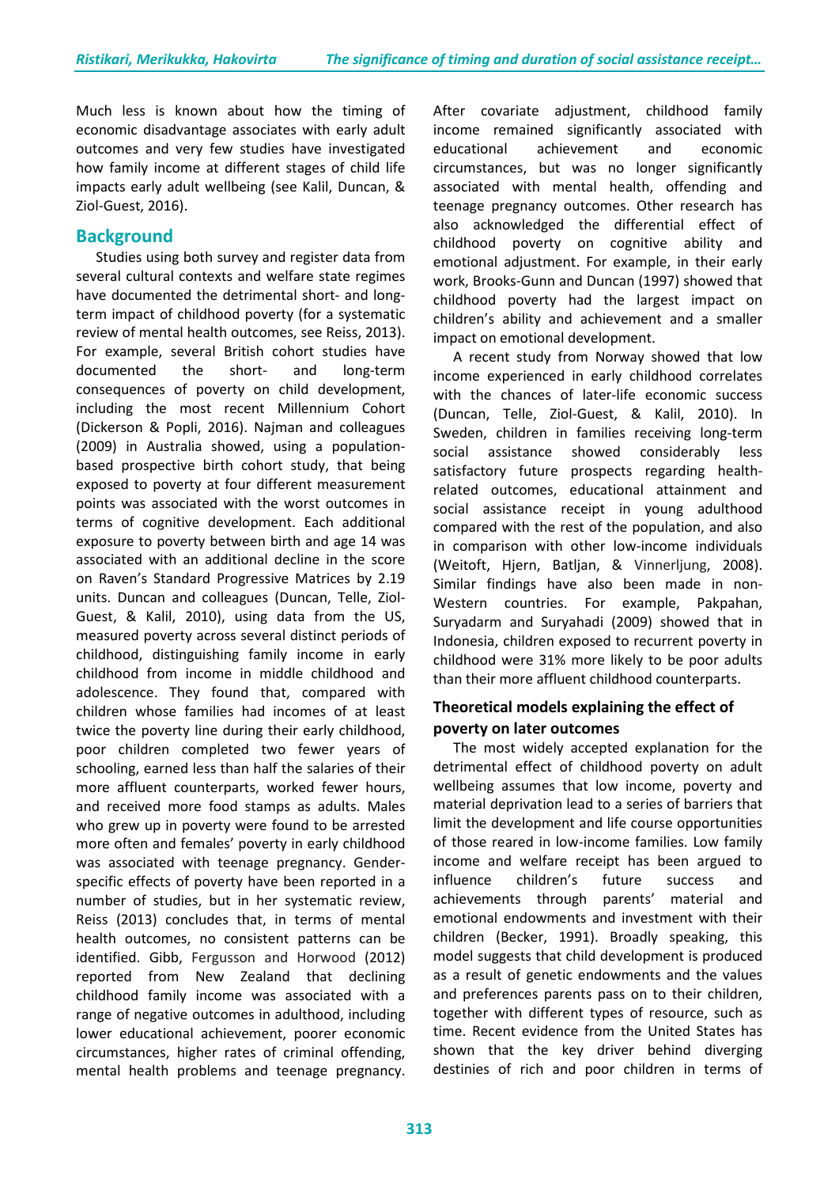Much less is known about how the timing of economic disadvantage associates with early adult outcomes and very few studies have investigated how family income at different stages of child life impacts early adult wellbeing (see Kalil, Duncan, & Ziol-Guest, 2016).

## Background

Studies using both survey and register data from several cultural contexts and welfare state regimes have documented the detrimental short- and long-term impact of childhood poverty (for a systematic review of mental health outcomes, see Reiss, 2013). For example, several British cohort studies have documented the short- and long-term consequences of poverty on child development, including the most recent Millennium Cohort (Dickerson & Popli, 2016). Najman and colleagues (2009) in Australia showed, using a population-based prospective birth cohort study, that being exposed to poverty at four different measurement points was associated with the worst outcomes in terms of cognitive development. Each additional exposure to poverty between birth and age 14 was associated with an additional decline in the score on Raven's Standard Progressive Matrices by 2.19 units. Duncan and colleagues (Duncan, Telle, Ziol-Guest, & Kalil, 2010), using data from the US, measured poverty across several distinct periods of childhood, distinguishing family income in early childhood from income in middle childhood and adolescence. They found that, compared with children whose families had incomes of at least twice the poverty line during their early childhood, poor children completed two fewer years of schooling, earned less than half the salaries of their more affluent counterparts, worked fewer hours, and received more food stamps as adults. Males who grew up in poverty were found to be arrested more often and females' poverty in early childhood was associated with teenage pregnancy. Gender-specific effects of poverty have been reported in a number of studies, but in her systematic review, Reiss (2013) concludes that, in terms of mental health outcomes, no consistent patterns can be identified. Gibb, Fergusson and Horwood (2012) reported from New Zealand that declining childhood family income was associated with a range of negative outcomes in adulthood, including lower educational achievement, poorer economic circumstances, higher rates of criminal offending, mental health problems and teenage pregnancy. After covariate adjustment, childhood family income remained significantly associated with educational achievement and economic circumstances, but was no longer significantly associated with mental health, offending and teenage pregnancy outcomes. Other research has also acknowledged the differential effect of childhood poverty on cognitive ability and emotional adjustment. For example, in their early work, Brooks-Gunn and Duncan (1997) showed that childhood poverty had the largest impact on children's ability and achievement and a smaller impact on emotional development.

A recent study from Norway showed that low income experienced in early childhood correlates with the chances of later-life economic success (Duncan, Telle, Ziol-Guest, & Kalil, 2010). In Sweden, children in families receiving long-term social assistance showed considerably less satisfactory future prospects regarding health-related outcomes, educational attainment and social assistance receipt in young adulthood compared with the rest of the population, and also in comparison with other low-income individuals (Weitoft, Hjern, Batljan, & Vinnerljung, 2008). Similar findings have also been made in non-Western countries. For example, Pakpahan, Suryadarm and Suryahadi (2009) showed that in Indonesia, children exposed to recurrent poverty in childhood were 31% more likely to be poor adults than their more affluent childhood counterparts.

### Theoretical models explaining the effect of poverty on later outcomes

The most widely accepted explanation for the detrimental effect of childhood poverty on adult wellbeing assumes that low income, poverty and material deprivation lead to a series of barriers that limit the development and life course opportunities of those reared in low-income families. Low family income and welfare receipt has been argued to influence children's future success and achievements through parents' material and emotional endowments and investment with their children (Becker, 1991). Broadly speaking, this model suggests that child development is produced as a result of genetic endowments and the values and preferences parents pass on to their children, together with different types of resource, such as time. Recent evidence from the United States has shown that the key driver behind diverging destinies of rich and poor children in terms of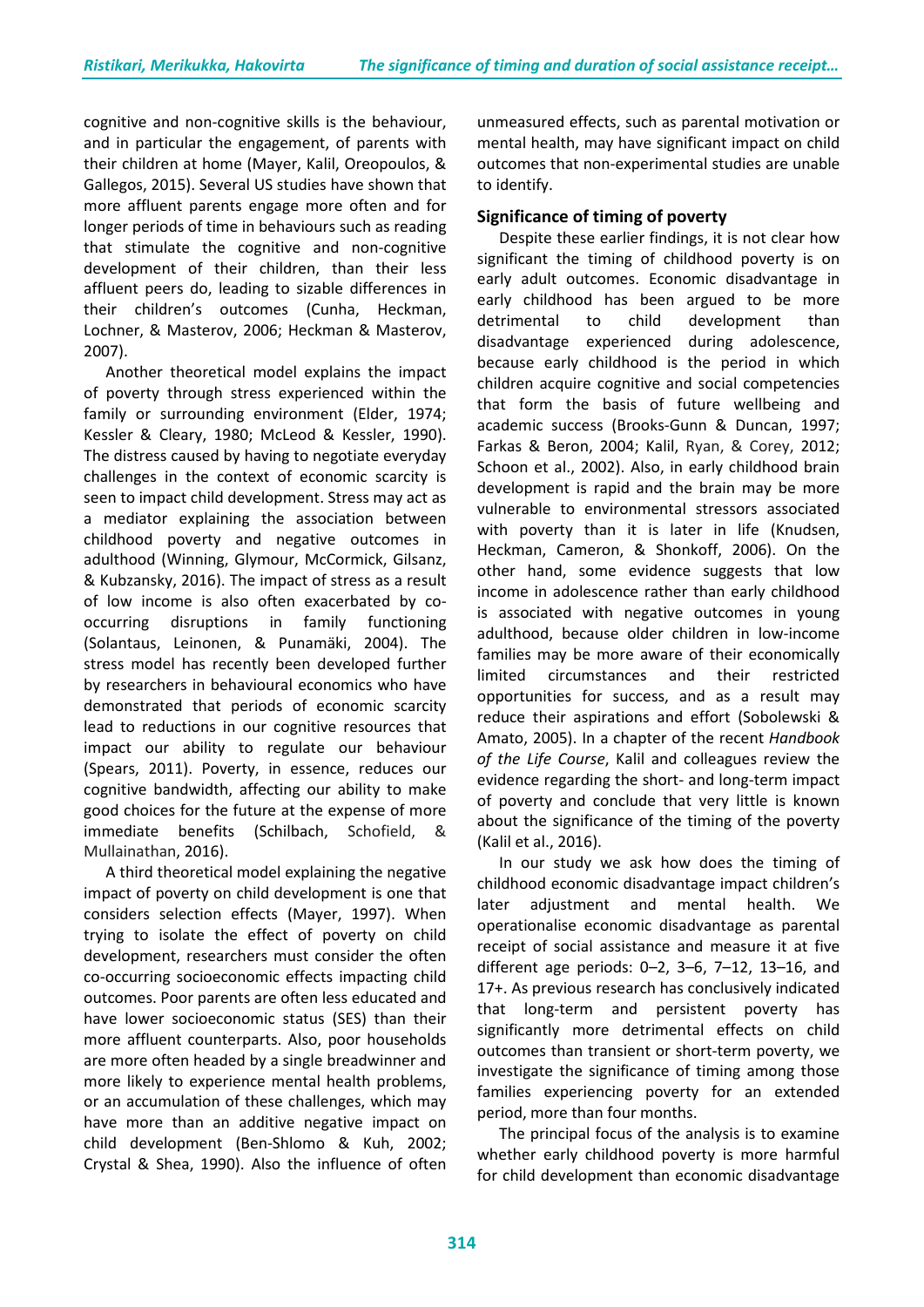cognitive and non-cognitive skills is the behaviour, and in particular the engagement, of parents with their children at home (Mayer, Kalil, Oreopoulos, & Gallegos, 2015). Several US studies have shown that more affluent parents engage more often and for longer periods of time in behaviours such as reading that stimulate the cognitive and non-cognitive development of their children, than their less affluent peers do, leading to sizable differences in their children's outcomes (Cunha, Heckman, Lochner, & Masterov, 2006; Heckman & Masterov, 2007).

Another theoretical model explains the impact of poverty through stress experienced within the family or surrounding environment (Elder, 1974; Kessler & Cleary, 1980; McLeod & Kessler, 1990). The distress caused by having to negotiate everyday challenges in the context of economic scarcity is seen to impact child development. Stress may act as a mediator explaining the association between childhood poverty and negative outcomes in adulthood (Winning, Glymour, McCormick, Gilsanz, & Kubzansky, 2016). The impact of stress as a result of low income is also often exacerbated by co-occurring disruptions in family functioning (Solantaus, Leinonen, & Punamäki, 2004). The stress model has recently been developed further by researchers in behavioural economics who have demonstrated that periods of economic scarcity lead to reductions in our cognitive resources that impact our ability to regulate our behaviour (Spears, 2011). Poverty, in essence, reduces our cognitive bandwidth, affecting our ability to make good choices for the future at the expense of more immediate benefits (Schilbach, Schofield, & Mullainathan, 2016).

A third theoretical model explaining the negative impact of poverty on child development is one that considers selection effects (Mayer, 1997). When trying to isolate the effect of poverty on child development, researchers must consider the often co-occurring socioeconomic effects impacting child outcomes. Poor parents are often less educated and have lower socioeconomic status (SES) than their more affluent counterparts. Also, poor households are more often headed by a single breadwinner and more likely to experience mental health problems, or an accumulation of these challenges, which may have more than an additive negative impact on child development (Ben-Shlomo & Kuh, 2002; Crystal & Shea, 1990). Also the influence of often unmeasured effects, such as parental motivation or mental health, may have significant impact on child outcomes that non-experimental studies are unable to identify.

## Significance of timing of poverty

Despite these earlier findings, it is not clear how significant the timing of childhood poverty is on early adult outcomes. Economic disadvantage in early childhood has been argued to be more detrimental to child development than disadvantage experienced during adolescence, because early childhood is the period in which children acquire cognitive and social competencies that form the basis of future wellbeing and academic success (Brooks-Gunn & Duncan, 1997; Farkas & Beron, 2004; Kalil, Ryan, & Corey, 2012; Schoon et al., 2002). Also, in early childhood brain development is rapid and the brain may be more vulnerable to environmental stressors associated with poverty than it is later in life (Knudsen, Heckman, Cameron, & Shonkoff, 2006). On the other hand, some evidence suggests that low income in adolescence rather than early childhood is associated with negative outcomes in young adulthood, because older children in low-income families may be more aware of their economically limited circumstances and their restricted opportunities for success, and as a result may reduce their aspirations and effort (Sobolewski & Amato, 2005). In a chapter of the recent *Handbook of the Life Course*, Kalil and colleagues review the evidence regarding the short- and long-term impact of poverty and conclude that very little is known about the significance of the timing of the poverty (Kalil et al., 2016).

In our study we ask how does the timing of childhood economic disadvantage impact children's later adjustment and mental health. We operationalise economic disadvantage as parental receipt of social assistance and measure it at five different age periods: 0–2, 3–6, 7–12, 13–16, and 17+. As previous research has conclusively indicated that long-term and persistent poverty has significantly more detrimental effects on child outcomes than transient or short-term poverty, we investigate the significance of timing among those families experiencing poverty for an extended period, more than four months.

The principal focus of the analysis is to examine whether early childhood poverty is more harmful for child development than economic disadvantage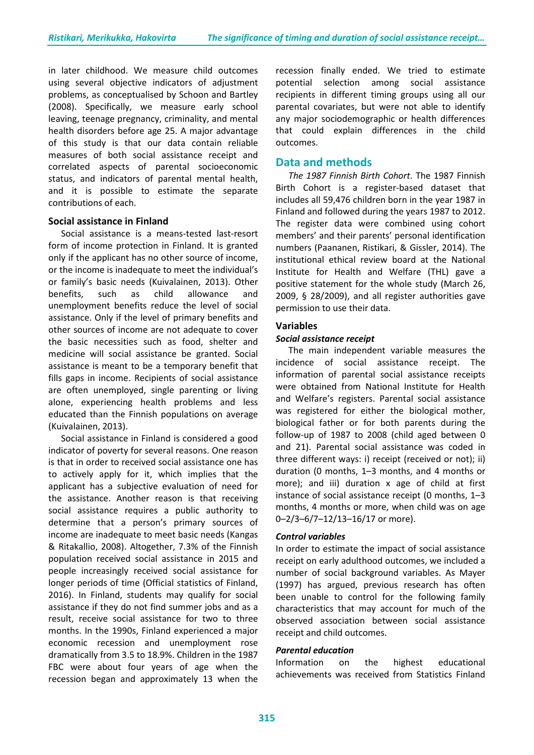in later childhood. We measure child outcomes using several objective indicators of adjustment problems, as conceptualised by Schoon and Bartley (2008). Specifically, we measure early school leaving, teenage pregnancy, criminality, and mental health disorders before age 25. A major advantage of this study is that our data contain reliable measures of both social assistance receipt and correlated aspects of parental socioeconomic status, and indicators of parental mental health, and it is possible to estimate the separate contributions of each.

### Social assistance in Finland

Social assistance is a means-tested last-resort form of income protection in Finland. It is granted only if the applicant has no other source of income, or the income is inadequate to meet the individual's or family's basic needs (Kuivalainen, 2013). Other benefits, such as child allowance and unemployment benefits reduce the level of social assistance. Only if the level of primary benefits and other sources of income are not adequate to cover the basic necessities such as food, shelter and medicine will social assistance be granted. Social assistance is meant to be a temporary benefit that fills gaps in income. Recipients of social assistance are often unemployed, single parenting or living alone, experiencing health problems and less educated than the Finnish populations on average (Kuivalainen, 2013).

Social assistance in Finland is considered a good indicator of poverty for several reasons. One reason is that in order to received social assistance one has to actively apply for it, which implies that the applicant has a subjective evaluation of need for the assistance. Another reason is that receiving social assistance requires a public authority to determine that a person's primary sources of income are inadequate to meet basic needs (Kangas & Ritakallio, 2008). Altogether, 7.3% of the Finnish population received social assistance in 2015 and people increasingly received social assistance for longer periods of time (Official statistics of Finland, 2016). In Finland, students may qualify for social assistance if they do not find summer jobs and as a result, receive social assistance for two to three months. In the 1990s, Finland experienced a major economic recession and unemployment rose dramatically from 3.5 to 18.9%. Children in the 1987 FBC were about four years of age when the recession began and approximately 13 when the recession finally ended. We tried to estimate potential selection among social assistance recipients in different timing groups using all our parental covariates, but were not able to identify any major sociodemographic or health differences that could explain differences in the child outcomes.

## Data and methods

*The 1987 Finnish Birth Cohort*. The 1987 Finnish Birth Cohort is a register-based dataset that includes all 59,476 children born in the year 1987 in Finland and followed during the years 1987 to 2012. The register data were combined using cohort members' and their parents' personal identification numbers (Paananen, Ristikari, & Gissler, 2014). The institutional ethical review board at the National Institute for Health and Welfare (THL) gave a positive statement for the whole study (March 26, 2009, § 28/2009), and all register authorities gave permission to use their data.

### Variables

#### *Social assistance receipt*

The main independent variable measures the incidence of social assistance receipt. The information of parental social assistance receipts were obtained from National Institute for Health and Welfare's registers. Parental social assistance was registered for either the biological mother, biological father or for both parents during the follow-up of 1987 to 2008 (child aged between 0 and 21). Parental social assistance was coded in three different ways: i) receipt (received or not); ii) duration (0 months, 1–3 months, and 4 months or more); and iii) duration x age of child at first instance of social assistance receipt (0 months, 1–3 months, 4 months or more, when child was on age 0–2/3–6/7–12/13–16/17 or more).

#### *Control variables*

In order to estimate the impact of social assistance receipt on early adulthood outcomes, we included a number of social background variables. As Mayer (1997) has argued, previous research has often been unable to control for the following family characteristics that may account for much of the observed association between social assistance receipt and child outcomes.

#### *Parental education*

Information on the highest educational achievements was received from Statistics Finland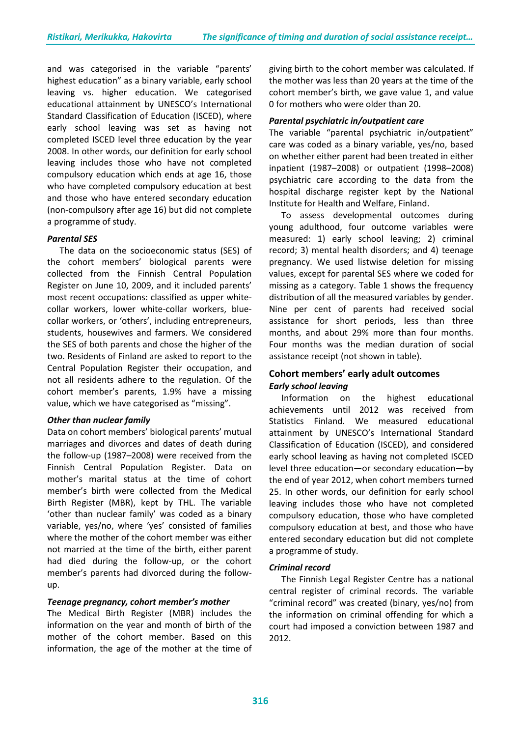and was categorised in the variable "parents' highest education" as a binary variable, early school leaving vs. higher education. We categorised educational attainment by UNESCO's International Standard Classification of Education (ISCED), where early school leaving was set as having not completed ISCED level three education by the year 2008. In other words, our definition for early school leaving includes those who have not completed compulsory education which ends at age 16, those who have completed compulsory education at best and those who have entered secondary education (non-compulsory after age 16) but did not complete a programme of study.

#### *Parental SES*

The data on the socioeconomic status (SES) of the cohort members' biological parents were collected from the Finnish Central Population Register on June 10, 2009, and it included parents' most recent occupations: classified as upper white-collar workers, lower white-collar workers, blue-collar workers, or 'others', including entrepreneurs, students, housewives and farmers. We considered the SES of both parents and chose the higher of the two. Residents of Finland are asked to report to the Central Population Register their occupation, and not all residents adhere to the regulation. Of the cohort member's parents, 1.9% have a missing value, which we have categorised as "missing".

#### *Other than nuclear family*

Data on cohort members' biological parents' mutual marriages and divorces and dates of death during the follow-up (1987–2008) were received from the Finnish Central Population Register. Data on mother's marital status at the time of cohort member's birth were collected from the Medical Birth Register (MBR), kept by THL. The variable 'other than nuclear family' was coded as a binary variable, yes/no, where 'yes' consisted of families where the mother of the cohort member was either not married at the time of the birth, either parent had died during the follow-up, or the cohort member's parents had divorced during the follow-up.

#### *Teenage pregnancy, cohort member's mother*

The Medical Birth Register (MBR) includes the information on the year and month of birth of the mother of the cohort member. Based on this information, the age of the mother at the time of giving birth to the cohort member was calculated. If the mother was less than 20 years at the time of the cohort member's birth, we gave value 1, and value 0 for mothers who were older than 20.

#### *Parental psychiatric in/outpatient care*

The variable "parental psychiatric in/outpatient" care was coded as a binary variable, yes/no, based on whether either parent had been treated in either inpatient (1987–2008) or outpatient (1998–2008) psychiatric care according to the data from the hospital discharge register kept by the National Institute for Health and Welfare, Finland.

To assess developmental outcomes during young adulthood, four outcome variables were measured: 1) early school leaving; 2) criminal record; 3) mental health disorders; and 4) teenage pregnancy. We used listwise deletion for missing values, except for parental SES where we coded for missing as a category. Table 1 shows the frequency distribution of all the measured variables by gender. Nine per cent of parents had received social assistance for short periods, less than three months, and about 29% more than four months. Four months was the median duration of social assistance receipt (not shown in table).

### Cohort members' early adult outcomes

#### *Early school leaving*

Information on the highest educational achievements until 2012 was received from Statistics Finland. We measured educational attainment by UNESCO's International Standard Classification of Education (ISCED), and considered early school leaving as having not completed ISCED level three education—or secondary education—by the end of year 2012, when cohort members turned 25. In other words, our definition for early school leaving includes those who have not completed compulsory education, those who have completed compulsory education at best, and those who have entered secondary education but did not complete a programme of study.

#### *Criminal record*

The Finnish Legal Register Centre has a national central register of criminal records. The variable "criminal record" was created (binary, yes/no) from the information on criminal offending for which a court had imposed a conviction between 1987 and 2012.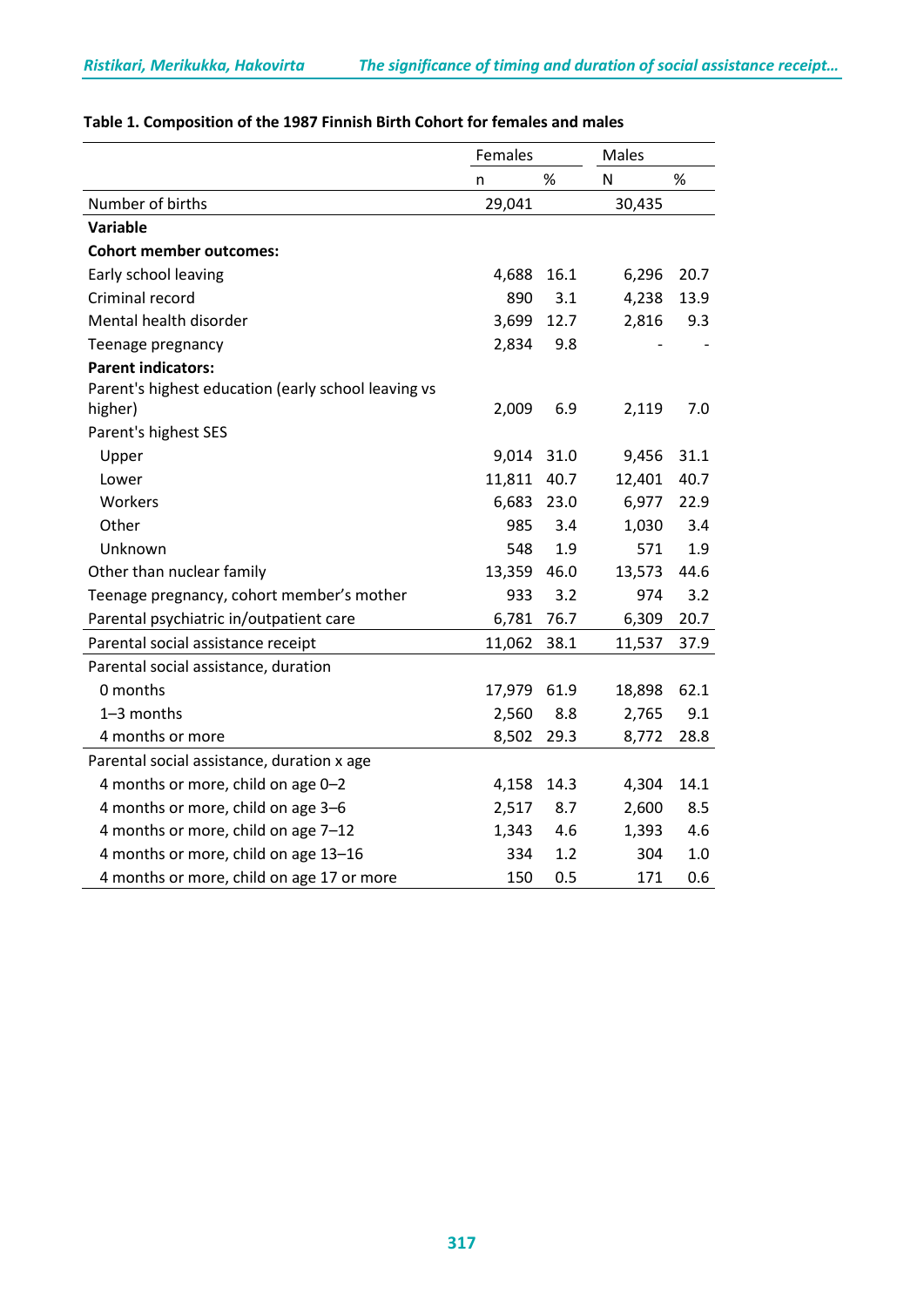**Table 1. Composition of the 1987 Finnish Birth Cohort for females and males**

| | Females | | Males | |
|---|---|---|---|---|
| | n | % | N | % |
| Number of births | 29,041 | | 30,435 | |
| **Variable** | | | | |
| **Cohort member outcomes:** | | | | |
| Early school leaving | 4,688 | 16.1 | 6,296 | 20.7 |
| Criminal record | 890 | 3.1 | 4,238 | 13.9 |
| Mental health disorder | 3,699 | 12.7 | 2,816 | 9.3 |
| Teenage pregnancy | 2,834 | 9.8 | - | - |
| **Parent indicators:** | | | | |
| Parent's highest education (early school leaving vs higher) | 2,009 | 6.9 | 2,119 | 7.0 |
| Parent's highest SES | | | | |
| Upper | 9,014 | 31.0 | 9,456 | 31.1 |
| Lower | 11,811 | 40.7 | 12,401 | 40.7 |
| Workers | 6,683 | 23.0 | 6,977 | 22.9 |
| Other | 985 | 3.4 | 1,030 | 3.4 |
| Unknown | 548 | 1.9 | 571 | 1.9 |
| Other than nuclear family | 13,359 | 46.0 | 13,573 | 44.6 |
| Teenage pregnancy, cohort member's mother | 933 | 3.2 | 974 | 3.2 |
| Parental psychiatric in/outpatient care | 6,781 | 76.7 | 6,309 | 20.7 |
| Parental social assistance receipt | 11,062 | 38.1 | 11,537 | 37.9 |
| Parental social assistance, duration | | | | |
| 0 months | 17,979 | 61.9 | 18,898 | 62.1 |
| 1–3 months | 2,560 | 8.8 | 2,765 | 9.1 |
| 4 months or more | 8,502 | 29.3 | 8,772 | 28.8 |
| Parental social assistance, duration x age | | | | |
| 4 months or more, child on age 0–2 | 4,158 | 14.3 | 4,304 | 14.1 |
| 4 months or more, child on age 3–6 | 2,517 | 8.7 | 2,600 | 8.5 |
| 4 months or more, child on age 7–12 | 1,343 | 4.6 | 1,393 | 4.6 |
| 4 months or more, child on age 13–16 | 334 | 1.2 | 304 | 1.0 |
| 4 months or more, child on age 17 or more | 150 | 0.5 | 171 | 0.6 |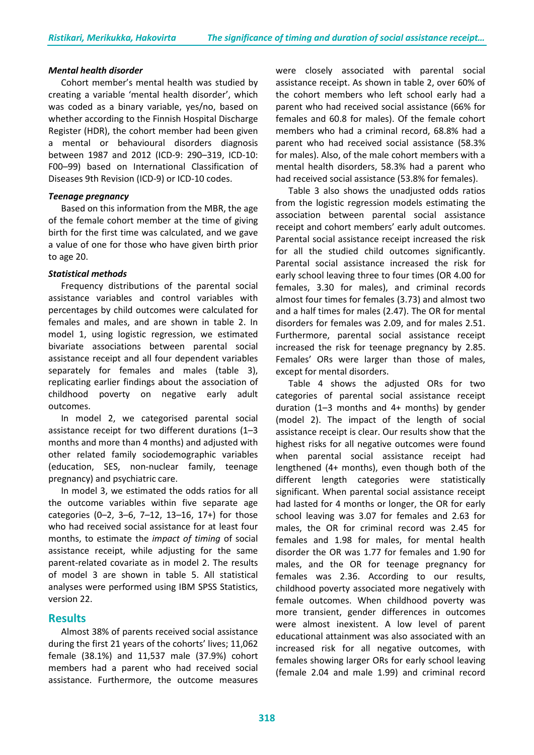### *Mental health disorder*

Cohort member's mental health was studied by creating a variable 'mental health disorder', which was coded as a binary variable, yes/no, based on whether according to the Finnish Hospital Discharge Register (HDR), the cohort member had been given a mental or behavioural disorders diagnosis between 1987 and 2012 (ICD-9: 290–319, ICD-10: F00–99) based on International Classification of Diseases 9th Revision (ICD-9) or ICD-10 codes.

### *Teenage pregnancy*

Based on this information from the MBR, the age of the female cohort member at the time of giving birth for the first time was calculated, and we gave a value of one for those who have given birth prior to age 20.

### *Statistical methods*

Frequency distributions of the parental social assistance variables and control variables with percentages by child outcomes were calculated for females and males, and are shown in table 2. In model 1, using logistic regression, we estimated bivariate associations between parental social assistance receipt and all four dependent variables separately for females and males (table 3), replicating earlier findings about the association of childhood poverty on negative early adult outcomes.

In model 2, we categorised parental social assistance receipt for two different durations (1–3 months and more than 4 months) and adjusted with other related family sociodemographic variables (education, SES, non-nuclear family, teenage pregnancy) and psychiatric care.

In model 3, we estimated the odds ratios for all the outcome variables within five separate age categories (0–2, 3–6, 7–12, 13–16, 17+) for those who had received social assistance for at least four months, to estimate the *impact of timing* of social assistance receipt, while adjusting for the same parent-related covariate as in model 2. The results of model 3 are shown in table 5. All statistical analyses were performed using IBM SPSS Statistics, version 22.

## Results

Almost 38% of parents received social assistance during the first 21 years of the cohorts' lives; 11,062 female (38.1%) and 11,537 male (37.9%) cohort members had a parent who had received social assistance. Furthermore, the outcome measures were closely associated with parental social assistance receipt. As shown in table 2, over 60% of the cohort members who left school early had a parent who had received social assistance (66% for females and 60.8 for males). Of the female cohort members who had a criminal record, 68.8% had a parent who had received social assistance (58.3% for males). Also, of the male cohort members with a mental health disorders, 58.3% had a parent who had received social assistance (53.8% for females).

Table 3 also shows the unadjusted odds ratios from the logistic regression models estimating the association between parental social assistance receipt and cohort members' early adult outcomes. Parental social assistance receipt increased the risk for all the studied child outcomes significantly. Parental social assistance increased the risk for early school leaving three to four times (OR 4.00 for females, 3.30 for males), and criminal records almost four times for females (3.73) and almost two and a half times for males (2.47). The OR for mental disorders for females was 2.09, and for males 2.51. Furthermore, parental social assistance receipt increased the risk for teenage pregnancy by 2.85. Females' ORs were larger than those of males, except for mental disorders.

Table 4 shows the adjusted ORs for two categories of parental social assistance receipt duration (1–3 months and 4+ months) by gender (model 2). The impact of the length of social assistance receipt is clear. Our results show that the highest risks for all negative outcomes were found when parental social assistance receipt had lengthened (4+ months), even though both of the different length categories were statistically significant. When parental social assistance receipt had lasted for 4 months or longer, the OR for early school leaving was 3.07 for females and 2.63 for males, the OR for criminal record was 2.45 for females and 1.98 for males, for mental health disorder the OR was 1.77 for females and 1.90 for males, and the OR for teenage pregnancy for females was 2.36. According to our results, childhood poverty associated more negatively with female outcomes. When childhood poverty was more transient, gender differences in outcomes were almost inexistent. A low level of parent educational attainment was also associated with an increased risk for all negative outcomes, with females showing larger ORs for early school leaving (female 2.04 and male 1.99) and criminal record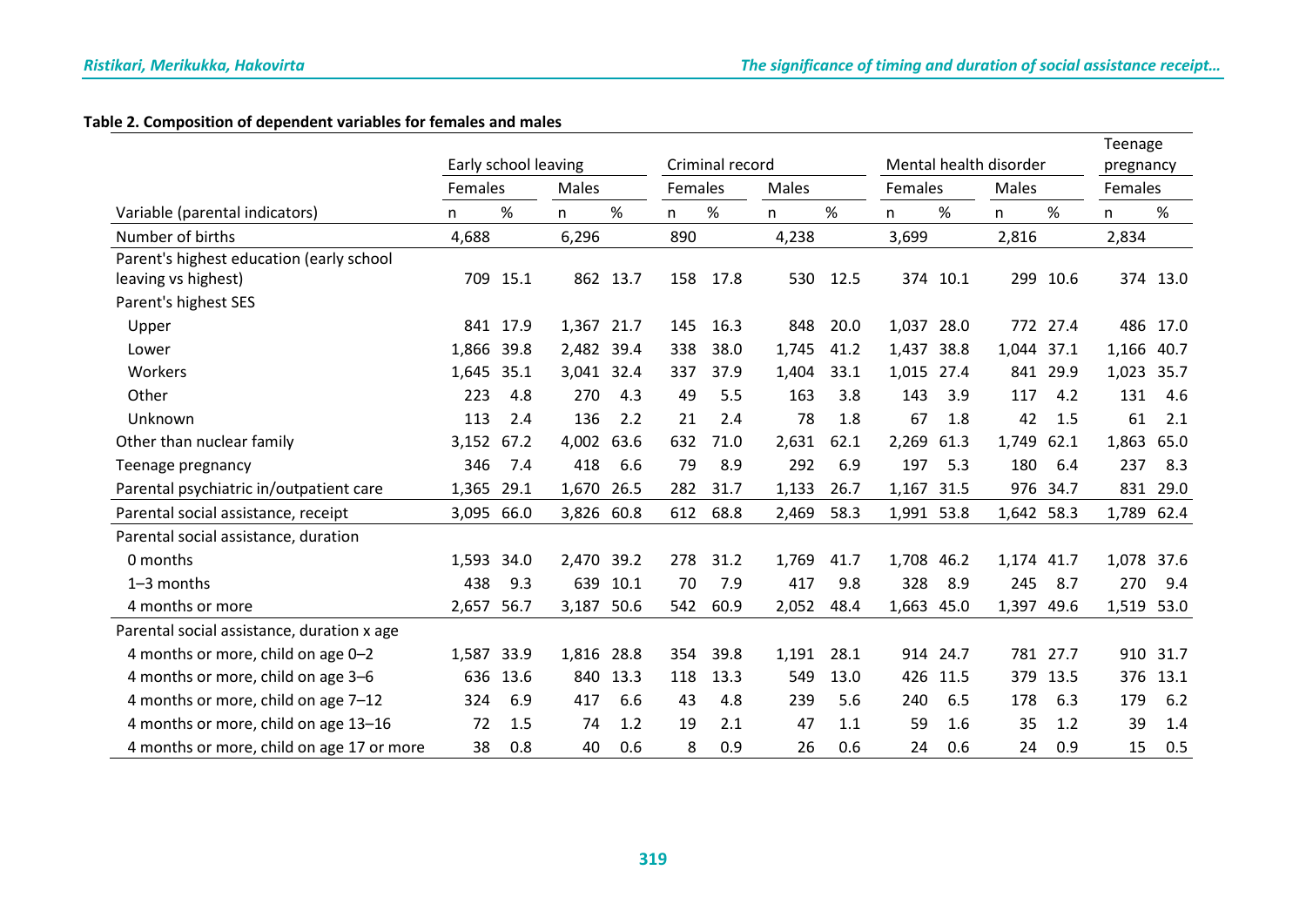**Table 2. Composition of dependent variables for females and males**

| | Early school leaving | | | | Criminal record | | | | Mental health disorder | | | | Teenage pregnancy | |
|---|---|---|---|---|---|---|---|---|---|---|---|---|---|---|
| | Females | | Males | | Females | | Males | | Females | | Males | | Females | |
| Variable (parental indicators) | n | % | n | % | n | % | n | % | n | % | n | % | n | % |
| Number of births | 4,688 | | 6,296 | | 890 | | 4,238 | | 3,699 | | 2,816 | | 2,834 | |
| Parent's highest education (early school leaving vs highest) | 709 | 15.1 | 862 | 13.7 | 158 | 17.8 | 530 | 12.5 | 374 | 10.1 | 299 | 10.6 | 374 | 13.0 |
| Parent's highest SES | | | | | | | | | | | | | | |
| Upper | 841 | 17.9 | 1,367 | 21.7 | 145 | 16.3 | 848 | 20.0 | 1,037 | 28.0 | 772 | 27.4 | 486 | 17.0 |
| Lower | 1,866 | 39.8 | 2,482 | 39.4 | 338 | 38.0 | 1,745 | 41.2 | 1,437 | 38.8 | 1,044 | 37.1 | 1,166 | 40.7 |
| Workers | 1,645 | 35.1 | 3,041 | 32.4 | 337 | 37.9 | 1,404 | 33.1 | 1,015 | 27.4 | 841 | 29.9 | 1,023 | 35.7 |
| Other | 223 | 4.8 | 270 | 4.3 | 49 | 5.5 | 163 | 3.8 | 143 | 3.9 | 117 | 4.2 | 131 | 4.6 |
| Unknown | 113 | 2.4 | 136 | 2.2 | 21 | 2.4 | 78 | 1.8 | 67 | 1.8 | 42 | 1.5 | 61 | 2.1 |
| Other than nuclear family | 3,152 | 67.2 | 4,002 | 63.6 | 632 | 71.0 | 2,631 | 62.1 | 2,269 | 61.3 | 1,749 | 62.1 | 1,863 | 65.0 |
| Teenage pregnancy | 346 | 7.4 | 418 | 6.6 | 79 | 8.9 | 292 | 6.9 | 197 | 5.3 | 180 | 6.4 | 237 | 8.3 |
| Parental psychiatric in/outpatient care | 1,365 | 29.1 | 1,670 | 26.5 | 282 | 31.7 | 1,133 | 26.7 | 1,167 | 31.5 | 976 | 34.7 | 831 | 29.0 |
| Parental social assistance, receipt | 3,095 | 66.0 | 3,826 | 60.8 | 612 | 68.8 | 2,469 | 58.3 | 1,991 | 53.8 | 1,642 | 58.3 | 1,789 | 62.4 |
| Parental social assistance, duration | | | | | | | | | | | | | | |
| 0 months | 1,593 | 34.0 | 2,470 | 39.2 | 278 | 31.2 | 1,769 | 41.7 | 1,708 | 46.2 | 1,174 | 41.7 | 1,078 | 37.6 |
| 1–3 months | 438 | 9.3 | 639 | 10.1 | 70 | 7.9 | 417 | 9.8 | 328 | 8.9 | 245 | 8.7 | 270 | 9.4 |
| 4 months or more | 2,657 | 56.7 | 3,187 | 50.6 | 542 | 60.9 | 2,052 | 48.4 | 1,663 | 45.0 | 1,397 | 49.6 | 1,519 | 53.0 |
| Parental social assistance, duration x age | | | | | | | | | | | | | | |
| 4 months or more, child on age 0–2 | 1,587 | 33.9 | 1,816 | 28.8 | 354 | 39.8 | 1,191 | 28.1 | 914 | 24.7 | 781 | 27.7 | 910 | 31.7 |
| 4 months or more, child on age 3–6 | 636 | 13.6 | 840 | 13.3 | 118 | 13.3 | 549 | 13.0 | 426 | 11.5 | 379 | 13.5 | 376 | 13.1 |
| 4 months or more, child on age 7–12 | 324 | 6.9 | 417 | 6.6 | 43 | 4.8 | 239 | 5.6 | 240 | 6.5 | 178 | 6.3 | 179 | 6.2 |
| 4 months or more, child on age 13–16 | 72 | 1.5 | 74 | 1.2 | 19 | 2.1 | 47 | 1.1 | 59 | 1.6 | 35 | 1.2 | 39 | 1.4 |
| 4 months or more, child on age 17 or more | 38 | 0.8 | 40 | 0.6 | 8 | 0.9 | 26 | 0.6 | 24 | 0.6 | 24 | 0.9 | 15 | 0.5 |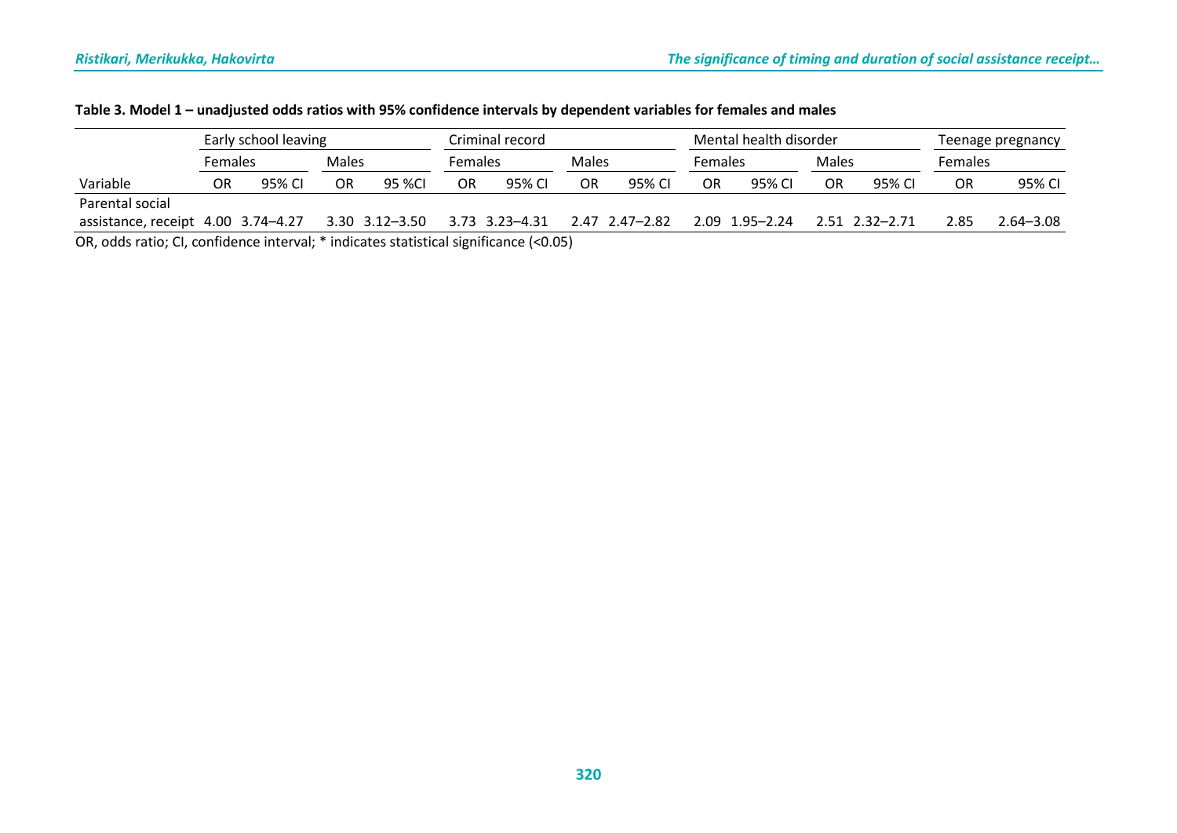**Table 3. Model 1 – unadjusted odds ratios with 95% confidence intervals by dependent variables for females and males**

| | Early school leaving | | | | Criminal record | | | | Mental health disorder | | | | Teenage pregnancy | |
|---|---|---|---|---|---|---|---|---|---|---|---|---|---|---|
| | Females | | Males | | Females | | Males | | Females | | Males | | Females | |
| Variable | OR | 95% CI | OR | 95 %CI | OR | 95% CI | OR | 95% CI | OR | 95% CI | OR | 95% CI | OR | 95% CI |
| Parental social assistance, receipt | 4.00 | 3.74–4.27 | 3.30 | 3.12–3.50 | 3.73 | 3.23–4.31 | 2.47 | 2.47–2.82 | 2.09 | 1.95–2.24 | 2.51 | 2.32–2.71 | 2.85 | 2.64–3.08 |

OR, odds ratio; CI, confidence interval; * indicates statistical significance (<0.05)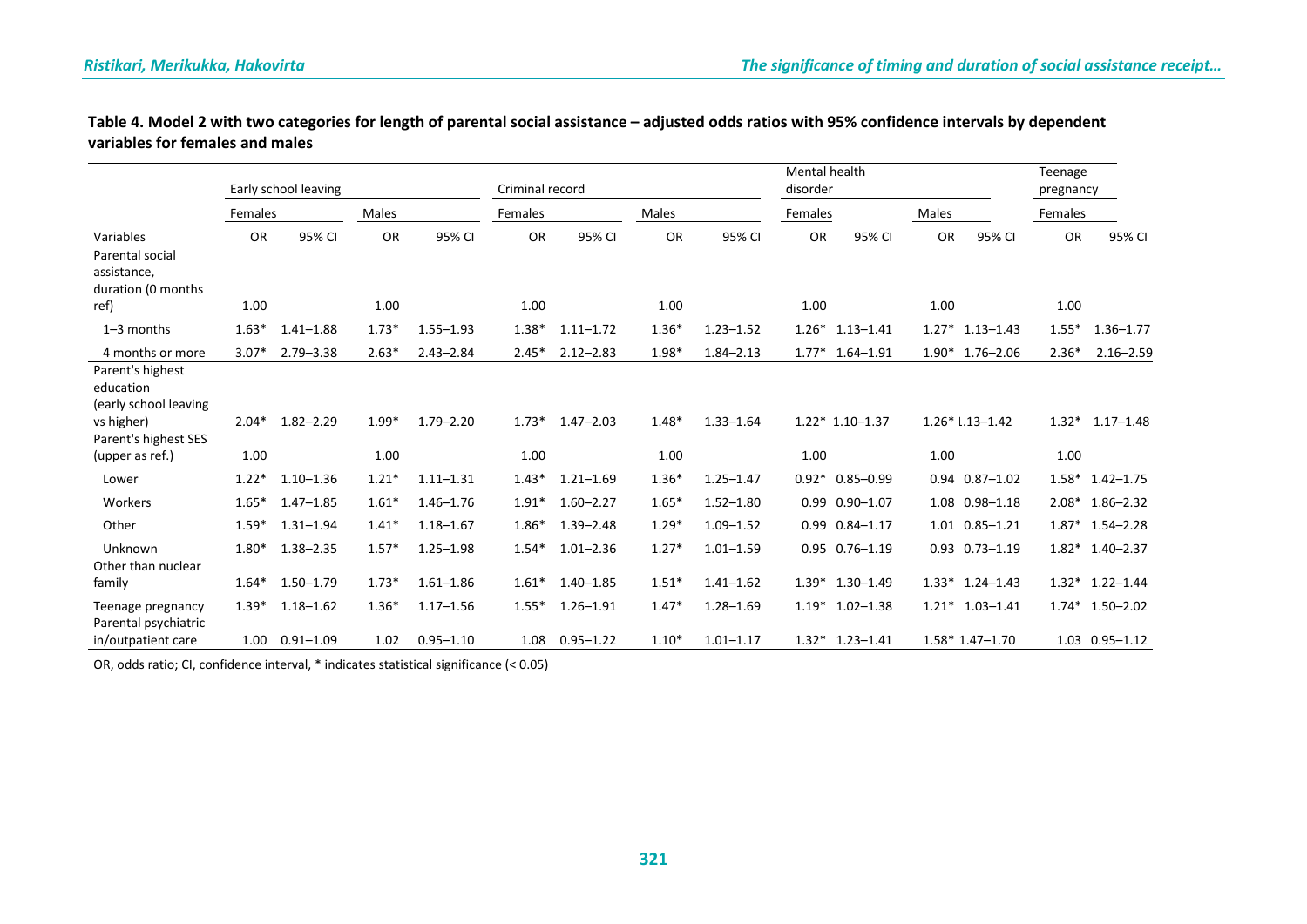**Table 4. Model 2 with two categories for length of parental social assistance – adjusted odds ratios with 95% confidence intervals by dependent variables for females and males**

| | Early school leaving | | | | Criminal record | | | | Mental health disorder | | | | Teenage pregnancy | |
|---|---|---|---|---|---|---|---|---|---|---|---|---|---|---|
| | Females | | Males | | Females | | Males | | Females | | Males | | Females | |
| Variables | OR | 95% CI | OR | 95% CI | OR | 95% CI | OR | 95% CI | OR | 95% CI | OR | 95% CI | OR | 95% CI |
| Parental social assistance, duration (0 months ref) | 1.00 | | 1.00 | | 1.00 | | 1.00 | | 1.00 | | 1.00 | | 1.00 | |
| 1–3 months | 1.63* | 1.41–1.88 | 1.73* | 1.55–1.93 | 1.38* | 1.11–1.72 | 1.36* | 1.23–1.52 | 1.26* | 1.13–1.41 | 1.27* | 1.13–1.43 | 1.55* | 1.36–1.77 |
| 4 months or more | 3.07* | 2.79–3.38 | 2.63* | 2.43–2.84 | 2.45* | 2.12–2.83 | 1.98* | 1.84–2.13 | 1.77* | 1.64–1.91 | 1.90* | 1.76–2.06 | 2.36* | 2.16–2.59 |
| Parent's highest education (early school leaving vs higher) | 2.04* | 1.82–2.29 | 1.99* | 1.79–2.20 | 1.73* | 1.47–2.03 | 1.48* | 1.33–1.64 | 1.22* | 1.10–1.37 | 1.26* | l.13–1.42 | 1.32* | 1.17–1.48 |
| Parent's highest SES (upper as ref.) | 1.00 | | 1.00 | | 1.00 | | 1.00 | | 1.00 | | 1.00 | | 1.00 | |
| Lower | 1.22* | 1.10–1.36 | 1.21* | 1.11–1.31 | 1.43* | 1.21–1.69 | 1.36* | 1.25–1.47 | 0.92* | 0.85–0.99 | 0.94 | 0.87–1.02 | 1.58* | 1.42–1.75 |
| Workers | 1.65* | 1.47–1.85 | 1.61* | 1.46–1.76 | 1.91* | 1.60–2.27 | 1.65* | 1.52–1.80 | 0.99 | 0.90–1.07 | 1.08 | 0.98–1.18 | 2.08* | 1.86–2.32 |
| Other | 1.59* | 1.31–1.94 | 1.41* | 1.18–1.67 | 1.86* | 1.39–2.48 | 1.29* | 1.09–1.52 | 0.99 | 0.84–1.17 | 1.01 | 0.85–1.21 | 1.87* | 1.54–2.28 |
| Unknown | 1.80* | 1.38–2.35 | 1.57* | 1.25–1.98 | 1.54* | 1.01–2.36 | 1.27* | 1.01–1.59 | 0.95 | 0.76–1.19 | 0.93 | 0.73–1.19 | 1.82* | 1.40–2.37 |
| Other than nuclear family | 1.64* | 1.50–1.79 | 1.73* | 1.61–1.86 | 1.61* | 1.40–1.85 | 1.51* | 1.41–1.62 | 1.39* | 1.30–1.49 | 1.33* | 1.24–1.43 | 1.32* | 1.22–1.44 |
| Teenage pregnancy | 1.39* | 1.18–1.62 | 1.36* | 1.17–1.56 | 1.55* | 1.26–1.91 | 1.47* | 1.28–1.69 | 1.19* | 1.02–1.38 | 1.21* | 1.03–1.41 | 1.74* | 1.50–2.02 |
| Parental psychiatric in/outpatient care | 1.00 | 0.91–1.09 | 1.02 | 0.95–1.10 | 1.08 | 0.95–1.22 | 1.10* | 1.01–1.17 | 1.32* | 1.23–1.41 | 1.58* | 1.47–1.70 | 1.03 | 0.95–1.12 |

OR, odds ratio; CI, confidence interval, * indicates statistical significance (< 0.05)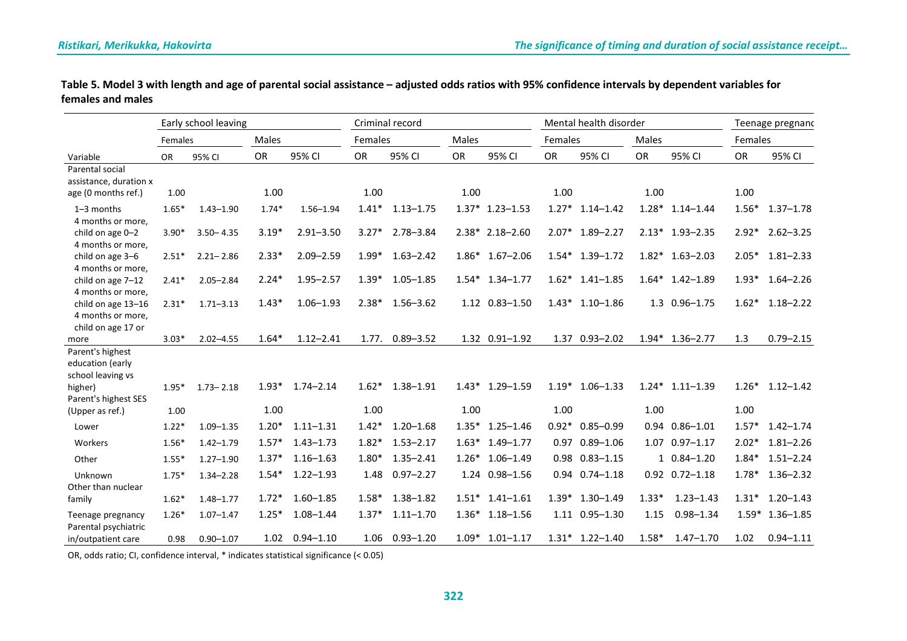**Table 5. Model 3 with length and age of parental social assistance – adjusted odds ratios with 95% confidence intervals by dependent variables for females and males**

| | Early school leaving | | | | Criminal record | | | | Mental health disorder | | | | Teenage pregnanc | |
|---|---|---|---|---|---|---|---|---|---|---|---|---|---|---|
| | Females | | Males | | Females | | Males | | Females | | Males | | Females | |
| Variable | OR | 95% CI | OR | 95% CI | OR | 95% CI | OR | 95% CI | OR | 95% CI | OR | 95% CI | OR | 95% CI |
| Parental social assistance, duration x age (0 months ref.) | 1.00 | | 1.00 | | 1.00 | | 1.00 | | 1.00 | | 1.00 | | 1.00 | |
| 1–3 months | 1.65* | 1.43–1.90 | 1.74* | 1.56–1.94 | 1.41* | 1.13–1.75 | 1.37* | 1.23–1.53 | 1.27* | 1.14–1.42 | 1.28* | 1.14–1.44 | 1.56* | 1.37–1.78 |
| 4 months or more, child on age 0–2 | 3.90* | 3.50– 4.35 | 3.19* | 2.91–3.50 | 3.27* | 2.78–3.84 | 2.38* | 2.18–2.60 | 2.07* | 1.89–2.27 | 2.13* | 1.93–2.35 | 2.92* | 2.62–3.25 |
| 4 months or more, child on age 3–6 | 2.51* | 2.21– 2.86 | 2.33* | 2.09–2.59 | 1.99* | 1.63–2.42 | 1.86* | 1.67–2.06 | 1.54* | 1.39–1.72 | 1.82* | 1.63–2.03 | 2.05* | 1.81–2.33 |
| 4 months or more, child on age 7–12 | 2.41* | 2.05–2.84 | 2.24* | 1.95–2.57 | 1.39* | 1.05–1.85 | 1.54* | 1.34–1.77 | 1.62* | 1.41–1.85 | 1.64* | 1.42–1.89 | 1.93* | 1.64–2.26 |
| 4 months or more, child on age 13–16 | 2.31* | 1.71–3.13 | 1.43* | 1.06–1.93 | 2.38* | 1.56–3.62 | 1.12 | 0.83–1.50 | 1.43* | 1.10–1.86 | 1.3 | 0.96–1.75 | 1.62* | 1.18–2.22 |
| 4 months or more, child on age 17 or more | 3.03* | 2.02–4.55 | 1.64* | 1.12–2.41 | 1.77. | 0.89–3.52 | 1.32 | 0.91–1.92 | 1.37 | 0.93–2.02 | 1.94* | 1.36–2.77 | 1.3 | 0.79–2.15 |
| Parent's highest education (early school leaving vs higher) | 1.95* | 1.73– 2.18 | 1.93* | 1.74–2.14 | 1.62* | 1.38–1.91 | 1.43* | 1.29–1.59 | 1.19* | 1.06–1.33 | 1.24* | 1.11–1.39 | 1.26* | 1.12–1.42 |
| Parent's highest SES (Upper as ref.) | 1.00 | | 1.00 | | 1.00 | | 1.00 | | 1.00 | | 1.00 | | 1.00 | |
| Lower | 1.22* | 1.09–1.35 | 1.20* | 1.11–1.31 | 1.42* | 1.20–1.68 | 1.35* | 1.25–1.46 | 0.92* | 0.85–0.99 | 0.94 | 0.86–1.01 | 1.57* | 1.42–1.74 |
| Workers | 1.56* | 1.42–1.79 | 1.57* | 1.43–1.73 | 1.82* | 1.53–2.17 | 1.63* | 1.49–1.77 | 0.97 | 0.89–1.06 | 1.07 | 0.97–1.17 | 2.02* | 1.81–2.26 |
| Other | 1.55* | 1.27–1.90 | 1.37* | 1.16–1.63 | 1.80* | 1.35–2.41 | 1.26* | 1.06–1.49 | 0.98 | 0.83–1.15 | 1 | 0.84–1.20 | 1.84* | 1.51–2.24 |
| Unknown | 1.75* | 1.34–2.28 | 1.54* | 1.22–1.93 | 1.48 | 0.97–2.27 | 1.24 | 0.98–1.56 | 0.94 | 0.74–1.18 | 0.92 | 0.72–1.18 | 1.78* | 1.36–2.32 |
| Other than nuclear family | 1.62* | 1.48–1.77 | 1.72* | 1.60–1.85 | 1.58* | 1.38–1.82 | 1.51* | 1.41–1.61 | 1.39* | 1.30–1.49 | 1.33* | 1.23–1.43 | 1.31* | 1.20–1.43 |
| Teenage pregnancy | 1.26* | 1.07–1.47 | 1.25* | 1.08–1.44 | 1.37* | 1.11–1.70 | 1.36* | 1.18–1.56 | 1.11 | 0.95–1.30 | 1.15 | 0.98–1.34 | 1.59* | 1.36–1.85 |
| Parental psychiatric in/outpatient care | 0.98 | 0.90–1.07 | 1.02 | 0.94–1.10 | 1.06 | 0.93–1.20 | 1.09* | 1.01–1.17 | 1.31* | 1.22–1.40 | 1.58* | 1.47–1.70 | 1.02 | 0.94–1.11 |

OR, odds ratio; CI, confidence interval, * indicates statistical significance (< 0.05)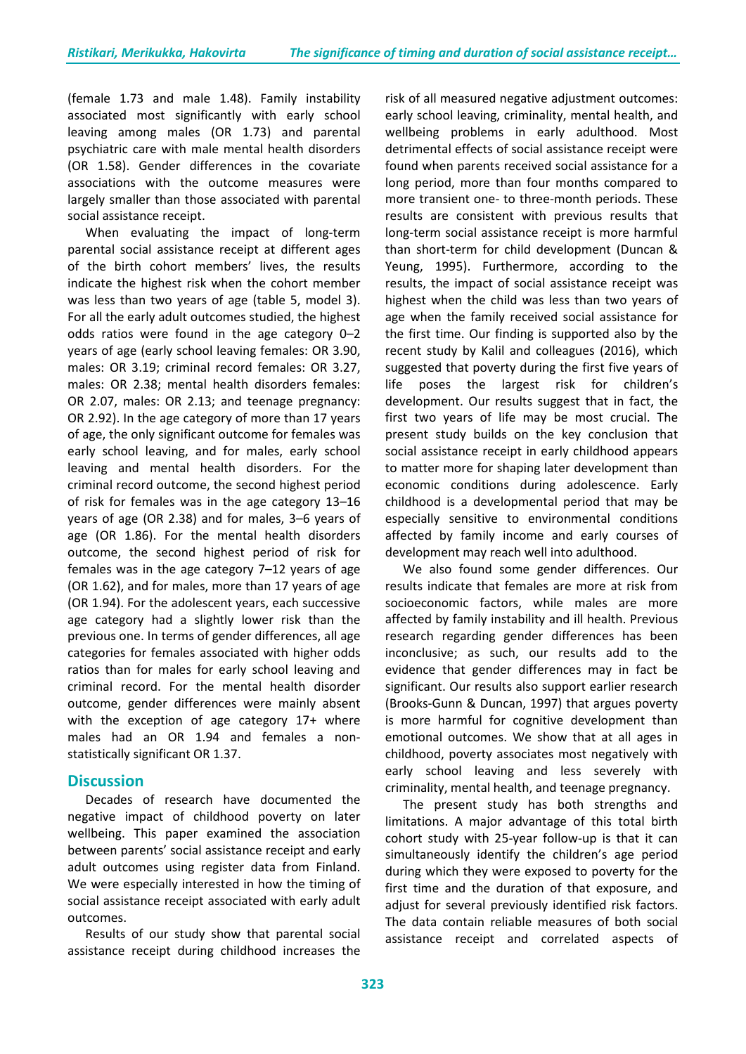(female 1.73 and male 1.48). Family instability associated most significantly with early school leaving among males (OR 1.73) and parental psychiatric care with male mental health disorders (OR 1.58). Gender differences in the covariate associations with the outcome measures were largely smaller than those associated with parental social assistance receipt.

When evaluating the impact of long-term parental social assistance receipt at different ages of the birth cohort members' lives, the results indicate the highest risk when the cohort member was less than two years of age (table 5, model 3). For all the early adult outcomes studied, the highest odds ratios were found in the age category 0–2 years of age (early school leaving females: OR 3.90, males: OR 3.19; criminal record females: OR 3.27, males: OR 2.38; mental health disorders females: OR 2.07, males: OR 2.13; and teenage pregnancy: OR 2.92). In the age category of more than 17 years of age, the only significant outcome for females was early school leaving, and for males, early school leaving and mental health disorders. For the criminal record outcome, the second highest period of risk for females was in the age category 13–16 years of age (OR 2.38) and for males, 3–6 years of age (OR 1.86). For the mental health disorders outcome, the second highest period of risk for females was in the age category 7–12 years of age (OR 1.62), and for males, more than 17 years of age (OR 1.94). For the adolescent years, each successive age category had a slightly lower risk than the previous one. In terms of gender differences, all age categories for females associated with higher odds ratios than for males for early school leaving and criminal record. For the mental health disorder outcome, gender differences were mainly absent with the exception of age category 17+ where males had an OR 1.94 and females a non-statistically significant OR 1.37.

## Discussion

Decades of research have documented the negative impact of childhood poverty on later wellbeing. This paper examined the association between parents' social assistance receipt and early adult outcomes using register data from Finland. We were especially interested in how the timing of social assistance receipt associated with early adult outcomes.

Results of our study show that parental social assistance receipt during childhood increases the risk of all measured negative adjustment outcomes: early school leaving, criminality, mental health, and wellbeing problems in early adulthood. Most detrimental effects of social assistance receipt were found when parents received social assistance for a long period, more than four months compared to more transient one- to three-month periods. These results are consistent with previous results that long-term social assistance receipt is more harmful than short-term for child development (Duncan & Yeung, 1995). Furthermore, according to the results, the impact of social assistance receipt was highest when the child was less than two years of age when the family received social assistance for the first time. Our finding is supported also by the recent study by Kalil and colleagues (2016), which suggested that poverty during the first five years of life poses the largest risk for children's development. Our results suggest that in fact, the first two years of life may be most crucial. The present study builds on the key conclusion that social assistance receipt in early childhood appears to matter more for shaping later development than economic conditions during adolescence. Early childhood is a developmental period that may be especially sensitive to environmental conditions affected by family income and early courses of development may reach well into adulthood.

We also found some gender differences. Our results indicate that females are more at risk from socioeconomic factors, while males are more affected by family instability and ill health. Previous research regarding gender differences has been inconclusive; as such, our results add to the evidence that gender differences may in fact be significant. Our results also support earlier research (Brooks-Gunn & Duncan, 1997) that argues poverty is more harmful for cognitive development than emotional outcomes. We show that at all ages in childhood, poverty associates most negatively with early school leaving and less severely with criminality, mental health, and teenage pregnancy.

The present study has both strengths and limitations. A major advantage of this total birth cohort study with 25-year follow-up is that it can simultaneously identify the children's age period during which they were exposed to poverty for the first time and the duration of that exposure, and adjust for several previously identified risk factors. The data contain reliable measures of both social assistance receipt and correlated aspects of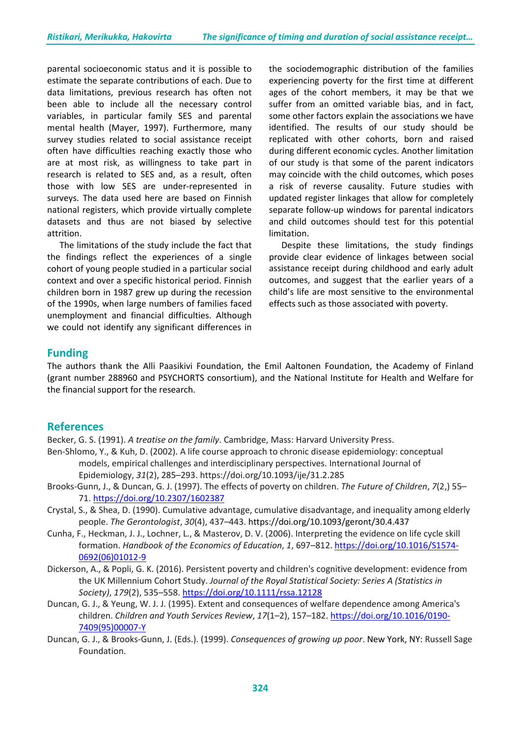parental socioeconomic status and it is possible to estimate the separate contributions of each. Due to data limitations, previous research has often not been able to include all the necessary control variables, in particular family SES and parental mental health (Mayer, 1997). Furthermore, many survey studies related to social assistance receipt often have difficulties reaching exactly those who are at most risk, as willingness to take part in research is related to SES and, as a result, often those with low SES are under-represented in surveys. The data used here are based on Finnish national registers, which provide virtually complete datasets and thus are not biased by selective attrition.

The limitations of the study include the fact that the findings reflect the experiences of a single cohort of young people studied in a particular social context and over a specific historical period. Finnish children born in 1987 grew up during the recession of the 1990s, when large numbers of families faced unemployment and financial difficulties. Although we could not identify any significant differences in the sociodemographic distribution of the families experiencing poverty for the first time at different ages of the cohort members, it may be that we suffer from an omitted variable bias, and in fact, some other factors explain the associations we have identified. The results of our study should be replicated with other cohorts, born and raised during different economic cycles. Another limitation of our study is that some of the parent indicators may coincide with the child outcomes, which poses a risk of reverse causality. Future studies with updated register linkages that allow for completely separate follow-up windows for parental indicators and child outcomes should test for this potential limitation.

Despite these limitations, the study findings provide clear evidence of linkages between social assistance receipt during childhood and early adult outcomes, and suggest that the earlier years of a child's life are most sensitive to the environmental effects such as those associated with poverty.

## Funding

The authors thank the Alli Paasikivi Foundation, the Emil Aaltonen Foundation, the Academy of Finland (grant number 288960 and PSYCHORTS consortium), and the National Institute for Health and Welfare for the financial support for the research.

## References

Becker, G. S. (1991). *A treatise on the family*. Cambridge, Mass: Harvard University Press.

Ben-Shlomo, Y., & Kuh, D. (2002). A life course approach to chronic disease epidemiology: conceptual models, empirical challenges and interdisciplinary perspectives. International Journal of Epidemiology, *31*(2), 285–293. https://doi.org/10.1093/ije/31.2.285

Brooks-Gunn, J., & Duncan, G. J. (1997). The effects of poverty on children. *The Future of Children*, *7*(2,) 55–71. https://doi.org/10.2307/1602387

Crystal, S., & Shea, D. (1990). Cumulative advantage, cumulative disadvantage, and inequality among elderly people. *The Gerontologist*, *30*(4), 437–443. https://doi.org/10.1093/geront/30.4.437

Cunha, F., Heckman, J. J., Lochner, L., & Masterov, D. V. (2006). Interpreting the evidence on life cycle skill formation. *Handbook of the Economics of Education*, *1*, 697–812. https://doi.org/10.1016/S1574-0692(06)01012-9

Dickerson, A., & Popli, G. K. (2016). Persistent poverty and children's cognitive development: evidence from the UK Millennium Cohort Study. *Journal of the Royal Statistical Society: Series A (Statistics in Society)*, *179*(2), 535–558. https://doi.org/10.1111/rssa.12128

Duncan, G. J., & Yeung, W. J. J. (1995). Extent and consequences of welfare dependence among America's children. *Children and Youth Services Review*, *17*(1–2), 157–182. https://doi.org/10.1016/0190-7409(95)00007-Y

Duncan, G. J., & Brooks-Gunn, J. (Eds.). (1999). *Consequences of growing up poor*. New York, NY: Russell Sage Foundation.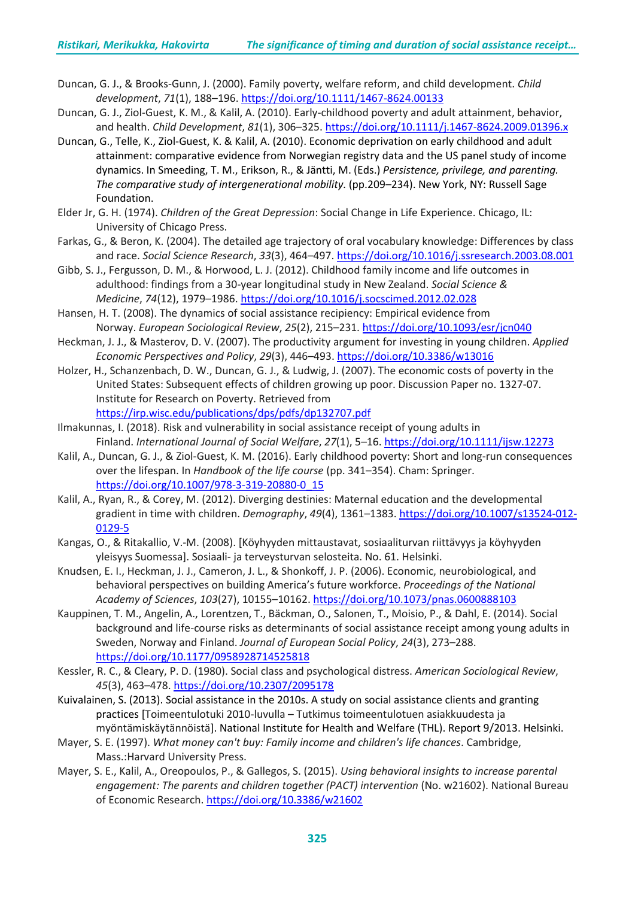Duncan, G. J., & Brooks-Gunn, J. (2000). Family poverty, welfare reform, and child development. *Child development*, *71*(1), 188–196. https://doi.org/10.1111/1467-8624.00133

Duncan, G. J., Ziol-Guest, K. M., & Kalil, A. (2010). Early-childhood poverty and adult attainment, behavior, and health. *Child Development*, *81*(1), 306–325. https://doi.org/10.1111/j.1467-8624.2009.01396.x

Duncan, G., Telle, K., Ziol-Guest, K. & Kalil, A. (2010). Economic deprivation on early childhood and adult attainment: comparative evidence from Norwegian registry data and the US panel study of income dynamics. In Smeeding, T. M., Erikson, R., & Jäntti, M. (Eds.) *Persistence, privilege, and parenting. The comparative study of intergenerational mobility.* (pp.209–234). New York, NY: Russell Sage Foundation.

Elder Jr, G. H. (1974). *Children of the Great Depression*: Social Change in Life Experience. Chicago, IL: University of Chicago Press.

Farkas, G., & Beron, K. (2004). The detailed age trajectory of oral vocabulary knowledge: Differences by class and race. *Social Science Research*, *33*(3), 464–497. https://doi.org/10.1016/j.ssresearch.2003.08.001

Gibb, S. J., Fergusson, D. M., & Horwood, L. J. (2012). Childhood family income and life outcomes in adulthood: findings from a 30-year longitudinal study in New Zealand. *Social Science & Medicine*, *74*(12), 1979–1986. https://doi.org/10.1016/j.socscimed.2012.02.028

Hansen, H. T. (2008). The dynamics of social assistance recipiency: Empirical evidence from Norway. *European Sociological Review*, *25*(2), 215–231. https://doi.org/10.1093/esr/jcn040

Heckman, J. J., & Masterov, D. V. (2007). The productivity argument for investing in young children. *Applied Economic Perspectives and Policy*, *29*(3), 446–493. https://doi.org/10.3386/w13016

Holzer, H., Schanzenbach, D. W., Duncan, G. J., & Ludwig, J. (2007). The economic costs of poverty in the United States: Subsequent effects of children growing up poor. Discussion Paper no. 1327-07. Institute for Research on Poverty. Retrieved from https://irp.wisc.edu/publications/dps/pdfs/dp132707.pdf

Ilmakunnas, I. (2018). Risk and vulnerability in social assistance receipt of young adults in Finland. *International Journal of Social Welfare*, *27*(1), 5–16. https://doi.org/10.1111/ijsw.12273

Kalil, A., Duncan, G. J., & Ziol-Guest, K. M. (2016). Early childhood poverty: Short and long-run consequences over the lifespan. In *Handbook of the life course* (pp. 341–354). Cham: Springer. https://doi.org/10.1007/978-3-319-20880-0_15

Kalil, A., Ryan, R., & Corey, M. (2012). Diverging destinies: Maternal education and the developmental gradient in time with children. *Demography*, *49*(4), 1361–1383. https://doi.org/10.1007/s13524-012-0129-5

Kangas, O., & Ritakallio, V.-M. (2008). [Köyhyyden mittaustavat, sosiaaliturvan riittävyys ja köyhyyden yleisyys Suomessa]. Sosiaali- ja terveysturvan selosteita. No. 61. Helsinki.

Knudsen, E. I., Heckman, J. J., Cameron, J. L., & Shonkoff, J. P. (2006). Economic, neurobiological, and behavioral perspectives on building America's future workforce. *Proceedings of the National Academy of Sciences*, *103*(27), 10155–10162. https://doi.org/10.1073/pnas.0600888103

Kauppinen, T. M., Angelin, A., Lorentzen, T., Bäckman, O., Salonen, T., Moisio, P., & Dahl, E. (2014). Social background and life-course risks as determinants of social assistance receipt among young adults in Sweden, Norway and Finland. *Journal of European Social Policy*, *24*(3), 273–288. https://doi.org/10.1177/0958928714525818

Kessler, R. C., & Cleary, P. D. (1980). Social class and psychological distress. *American Sociological Review*, *45*(3), 463–478. https://doi.org/10.2307/2095178

Kuivalainen, S. (2013). Social assistance in the 2010s. A study on social assistance clients and granting practices [Toimeentulotuki 2010-luvulla – Tutkimus toimeentulotuen asiakkuudesta ja myöntämiskäytännöistä]. National Institute for Health and Welfare (THL). Report 9/2013. Helsinki.

Mayer, S. E. (1997). *What money can't buy: Family income and children's life chances*. Cambridge, Mass.:Harvard University Press.

Mayer, S. E., Kalil, A., Oreopoulos, P., & Gallegos, S. (2015). *Using behavioral insights to increase parental engagement: The parents and children together (PACT) intervention* (No. w21602). National Bureau of Economic Research. https://doi.org/10.3386/w21602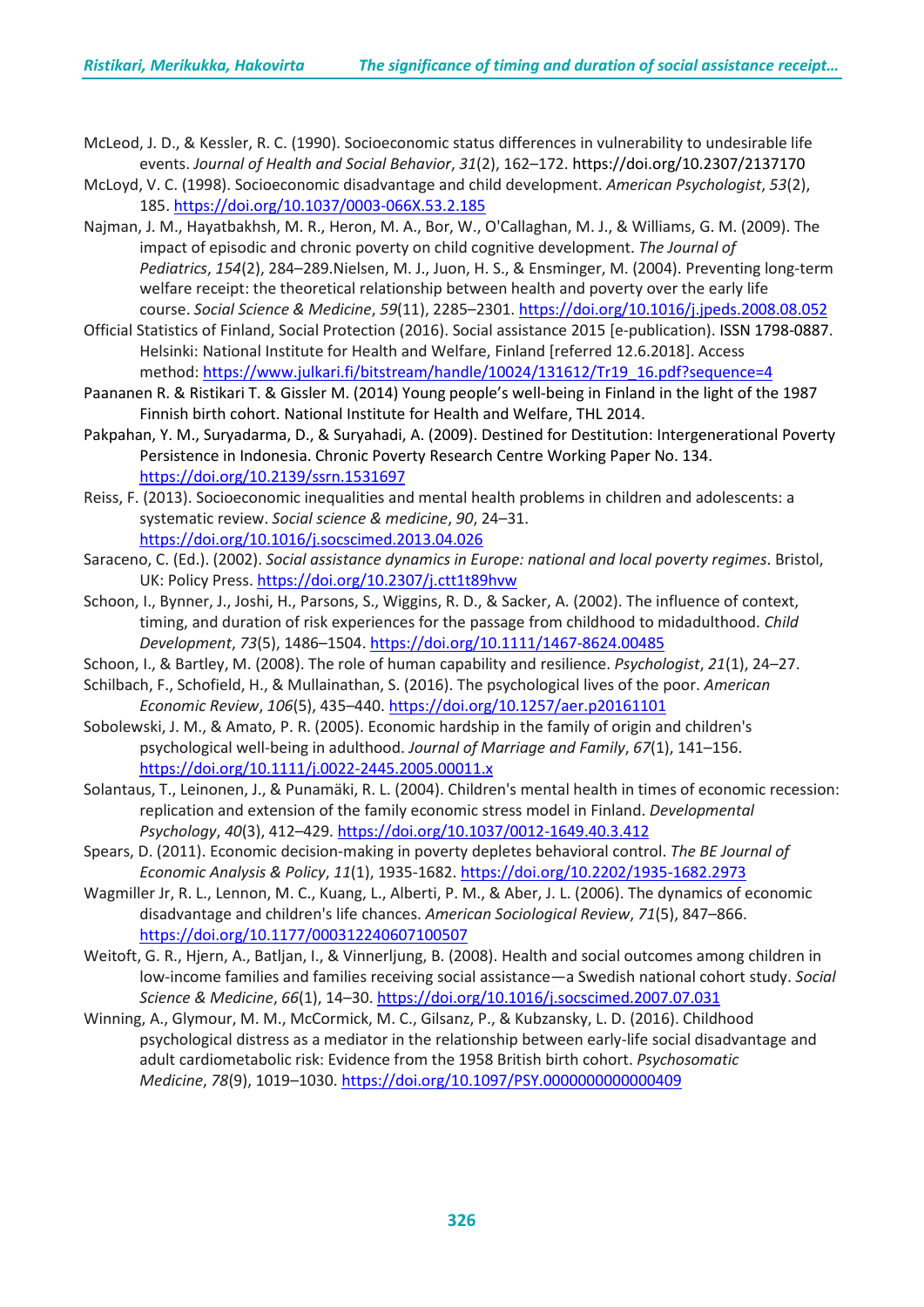McLeod, J. D., & Kessler, R. C. (1990). Socioeconomic status differences in vulnerability to undesirable life events. *Journal of Health and Social Behavior*, *31*(2), 162–172. https://doi.org/10.2307/2137170

McLoyd, V. C. (1998). Socioeconomic disadvantage and child development. *American Psychologist*, *53*(2), 185. https://doi.org/10.1037/0003-066X.53.2.185

Najman, J. M., Hayatbakhsh, M. R., Heron, M. A., Bor, W., O'Callaghan, M. J., & Williams, G. M. (2009). The impact of episodic and chronic poverty on child cognitive development. *The Journal of Pediatrics*, *154*(2), 284–289.Nielsen, M. J., Juon, H. S., & Ensminger, M. (2004). Preventing long-term welfare receipt: the theoretical relationship between health and poverty over the early life course. *Social Science & Medicine*, *59*(11), 2285–2301. https://doi.org/10.1016/j.jpeds.2008.08.052

Official Statistics of Finland, Social Protection (2016). Social assistance 2015 [e-publication]. ISSN 1798-0887. Helsinki: National Institute for Health and Welfare, Finland [referred 12.6.2018]. Access method: https://www.julkari.fi/bitstream/handle/10024/131612/Tr19_16.pdf?sequence=4

Paananen R. & Ristikari T. & Gissler M. (2014) Young people's well-being in Finland in the light of the 1987 Finnish birth cohort. National Institute for Health and Welfare, THL 2014.

Pakpahan, Y. M., Suryadarma, D., & Suryahadi, A. (2009). Destined for Destitution: Intergenerational Poverty Persistence in Indonesia. Chronic Poverty Research Centre Working Paper No. 134. https://doi.org/10.2139/ssrn.1531697

Reiss, F. (2013). Socioeconomic inequalities and mental health problems in children and adolescents: a systematic review. *Social science & medicine*, *90*, 24–31. https://doi.org/10.1016/j.socscimed.2013.04.026

Saraceno, C. (Ed.). (2002). *Social assistance dynamics in Europe: national and local poverty regimes*. Bristol, UK: Policy Press. https://doi.org/10.2307/j.ctt1t89hvw

Schoon, I., Bynner, J., Joshi, H., Parsons, S., Wiggins, R. D., & Sacker, A. (2002). The influence of context, timing, and duration of risk experiences for the passage from childhood to midadulthood. *Child Development*, *73*(5), 1486–1504. https://doi.org/10.1111/1467-8624.00485

Schoon, I., & Bartley, M. (2008). The role of human capability and resilience. *Psychologist*, *21*(1), 24–27.

Schilbach, F., Schofield, H., & Mullainathan, S. (2016). The psychological lives of the poor. *American Economic Review*, *106*(5), 435–440. https://doi.org/10.1257/aer.p20161101

Sobolewski, J. M., & Amato, P. R. (2005). Economic hardship in the family of origin and children's psychological well-being in adulthood. *Journal of Marriage and Family*, *67*(1), 141–156. https://doi.org/10.1111/j.0022-2445.2005.00011.x

Solantaus, T., Leinonen, J., & Punamäki, R. L. (2004). Children's mental health in times of economic recession: replication and extension of the family economic stress model in Finland. *Developmental Psychology*, *40*(3), 412–429. https://doi.org/10.1037/0012-1649.40.3.412

Spears, D. (2011). Economic decision-making in poverty depletes behavioral control. *The BE Journal of Economic Analysis & Policy*, *11*(1), 1935-1682. https://doi.org/10.2202/1935-1682.2973

Wagmiller Jr, R. L., Lennon, M. C., Kuang, L., Alberti, P. M., & Aber, J. L. (2006). The dynamics of economic disadvantage and children's life chances. *American Sociological Review*, *71*(5), 847–866. https://doi.org/10.1177/000312240607100507

Weitoft, G. R., Hjern, A., Batljan, I., & Vinnerljung, B. (2008). Health and social outcomes among children in low-income families and families receiving social assistance—a Swedish national cohort study. *Social Science & Medicine*, *66*(1), 14–30. https://doi.org/10.1016/j.socscimed.2007.07.031

Winning, A., Glymour, M. M., McCormick, M. C., Gilsanz, P., & Kubzansky, L. D. (2016). Childhood psychological distress as a mediator in the relationship between early-life social disadvantage and adult cardiometabolic risk: Evidence from the 1958 British birth cohort. *Psychosomatic Medicine*, *78*(9), 1019–1030. https://doi.org/10.1097/PSY.0000000000000409